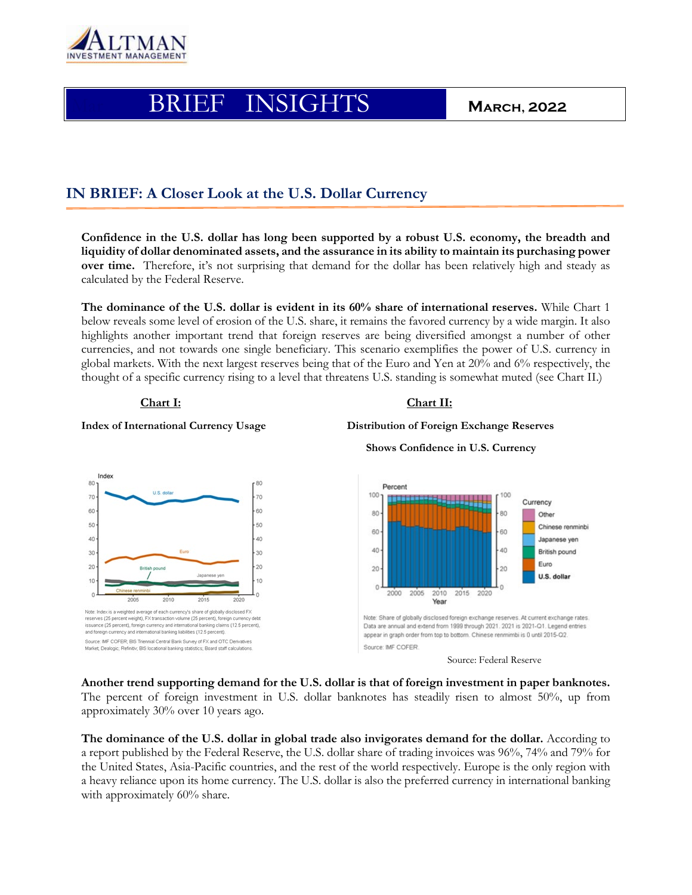# BRIEF INSIGHTS

**MARCH, 2022**

## IN BRIEF: A Closer Look at the U.S. Dollar Currency

**Confidence in the U.S. dollar has long been supported by a robust U.S. economy, the breadth and liquidity of dollar denominated assets, and the assurance in its ability to maintain its purchasing power over time.** Therefore, it's not surprising that demand for the dollar has been relatively high and steady as calculated by the Federal Reserve.

**The dominance of the U.S. dollar is evident in its 60% share of international reserves.** While Chart 1 below reveals some level of erosion of the U.S. share, it remains the favored currency by a wide margin. It also highlights another important trend that foreign reserves are being diversified amongst a number of other currencies, and not towards one single beneficiary. This scenario exemplifies the power of U.S. currency in global markets. With the next largest reserves being that of the Euro and Yen at 20% and 6% respectively, the thought of a specific currency rising to a level that threatens U.S. standing is somewhat muted (see Chart II.)

**Chart I:**

**Index of International Currency Usage**

Note: Index is a weighted average of each currency's share of globally disclosed FX reserves (25 percent weight), FX transaction volume (25 percent), foreign currency debt issuance (25 percent), foreign currency and international banking claims (12.5 percent), and foreign currency and international banking liabilities (12.5 percent).

Source: IMF COFER; BIS Triennial Central Bank Survey of FX and OTC Derivatives Market; Dealogic; Refinitiv; BIS locational banking statistics; Board staff calculations.

**Chart II:**

**Distribution of Foreign Exchange Reserves**

**Shows Confidence in U.S. Currency**

Note: Share of globally disclosed foreign exchange reserves. At current exchange rates. Data are annual and extend from 1999 through 2021. 2021 is 2021-Q1. Legend entries appear in graph order from top to bottom. Chinese renminbi is 0 until 2015-Q2.

Source: IMF COFER.

Source: Federal Reserve

**Another trend supporting demand for the U.S. dollar is that of foreign investment in paper banknotes.** The percent of foreign investment in U.S. dollar banknotes has steadily risen to almost 50%, up from approximately 30% over 10 years ago.

**The dominance of the U.S. dollar in global trade also invigorates demand for the dollar.** According to a report published by the Federal Reserve, the U.S. dollar share of trading invoices was 96%, 74% and 79% for the United States, Asia-Pacific countries, and the rest of the world respectively. Europe is the only region with a heavy reliance upon its home currency. The U.S. dollar is also the preferred currency in international banking with approximately 60% share.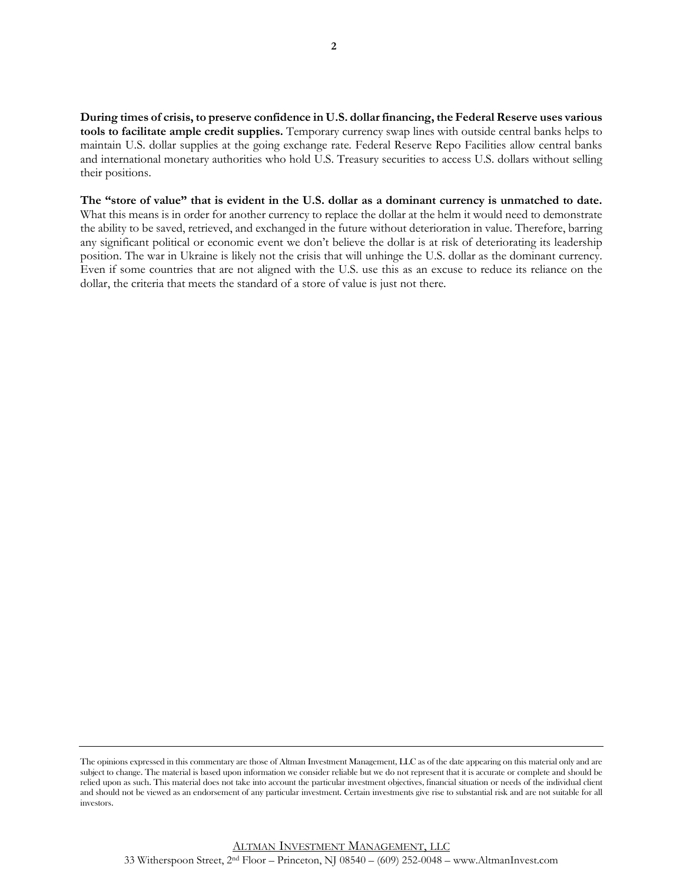**During times of crisis, to preserve confidence in U.S. dollar financing, the Federal Reserve uses various tools to facilitate ample credit supplies.** Temporary currency swap lines with outside central banks helps to maintain U.S. dollar supplies at the going exchange rate. Federal Reserve Repo Facilities allow central banks and international monetary authorities who hold U.S. Treasury securities to access U.S. dollars without selling their positions.

**The "store of value" that is evident in the U.S. dollar as a dominant currency is unmatched to date.** What this means is in order for another currency to replace the dollar at the helm it would need to demonstrate the ability to be saved, retrieved, and exchanged in the future without deterioration in value. Therefore, barring any significant political or economic event we don't believe the dollar is at risk of deteriorating its leadership position. The war in Ukraine is likely not the crisis that will unhinge the U.S. dollar as the dominant currency. Even if some countries that are not aligned with the U.S. use this as an excuse to reduce its reliance on the dollar, the criteria that meets the standard of a store of value is just not there.

---

The opinions expressed in this commentary are those of Altman Investment Management, LLC as of the date appearing on this material only and are subject to change. The material is based upon information we consider reliable but we do not represent that it is accurate or complete and should be relied upon as such. This material does not take into account the particular investment objectives, financial situation or needs of the individual client and should not be viewed as an endorsement of any particular investment. Certain investments give rise to substantial risk and are not suitable for all investors.

ALTMAN INVESTMENT MANAGEMENT, LLC
33 Witherspoon Street, 2nd Floor – Princeton, NJ 08540 – (609) 252-0048 – www.AltmanInvest.com